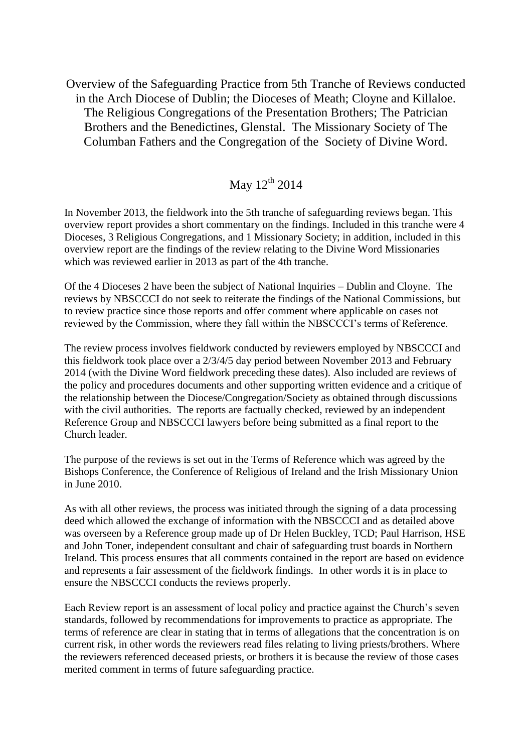# Overview of the Safeguarding Practice from 5th Tranche of Reviews conducted in the Arch Diocese of Dublin; the Dioceses of Meath; Cloyne and Killaloe. The Religious Congregations of the Presentation Brothers; The Patrician Brothers and the Benedictines, Glenstal. The Missionary Society of The Columban Fathers and the Congregation of the Society of Divine Word.

## May 12th 2014

In November 2013, the fieldwork into the 5th tranche of safeguarding reviews began. This overview report provides a short commentary on the findings. Included in this tranche were 4 Dioceses, 3 Religious Congregations, and 1 Missionary Society; in addition, included in this overview report are the findings of the review relating to the Divine Word Missionaries which was reviewed earlier in 2013 as part of the 4th tranche.

Of the 4 Dioceses 2 have been the subject of National Inquiries – Dublin and Cloyne. The reviews by NBSCCCI do not seek to reiterate the findings of the National Commissions, but to review practice since those reports and offer comment where applicable on cases not reviewed by the Commission, where they fall within the NBSCCCI's terms of Reference.

The review process involves fieldwork conducted by reviewers employed by NBSCCCI and this fieldwork took place over a 2/3/4/5 day period between November 2013 and February 2014 (with the Divine Word fieldwork preceding these dates). Also included are reviews of the policy and procedures documents and other supporting written evidence and a critique of the relationship between the Diocese/Congregation/Society as obtained through discussions with the civil authorities. The reports are factually checked, reviewed by an independent Reference Group and NBSCCCI lawyers before being submitted as a final report to the Church leader.

The purpose of the reviews is set out in the Terms of Reference which was agreed by the Bishops Conference, the Conference of Religious of Ireland and the Irish Missionary Union in June 2010.

As with all other reviews, the process was initiated through the signing of a data processing deed which allowed the exchange of information with the NBSCCCI and as detailed above was overseen by a Reference group made up of Dr Helen Buckley, TCD; Paul Harrison, HSE and John Toner, independent consultant and chair of safeguarding trust boards in Northern Ireland. This process ensures that all comments contained in the report are based on evidence and represents a fair assessment of the fieldwork findings. In other words it is in place to ensure the NBSCCCI conducts the reviews properly.

Each Review report is an assessment of local policy and practice against the Church's seven standards, followed by recommendations for improvements to practice as appropriate. The terms of reference are clear in stating that in terms of allegations that the concentration is on current risk, in other words the reviewers read files relating to living priests/brothers. Where the reviewers referenced deceased priests, or brothers it is because the review of those cases merited comment in terms of future safeguarding practice.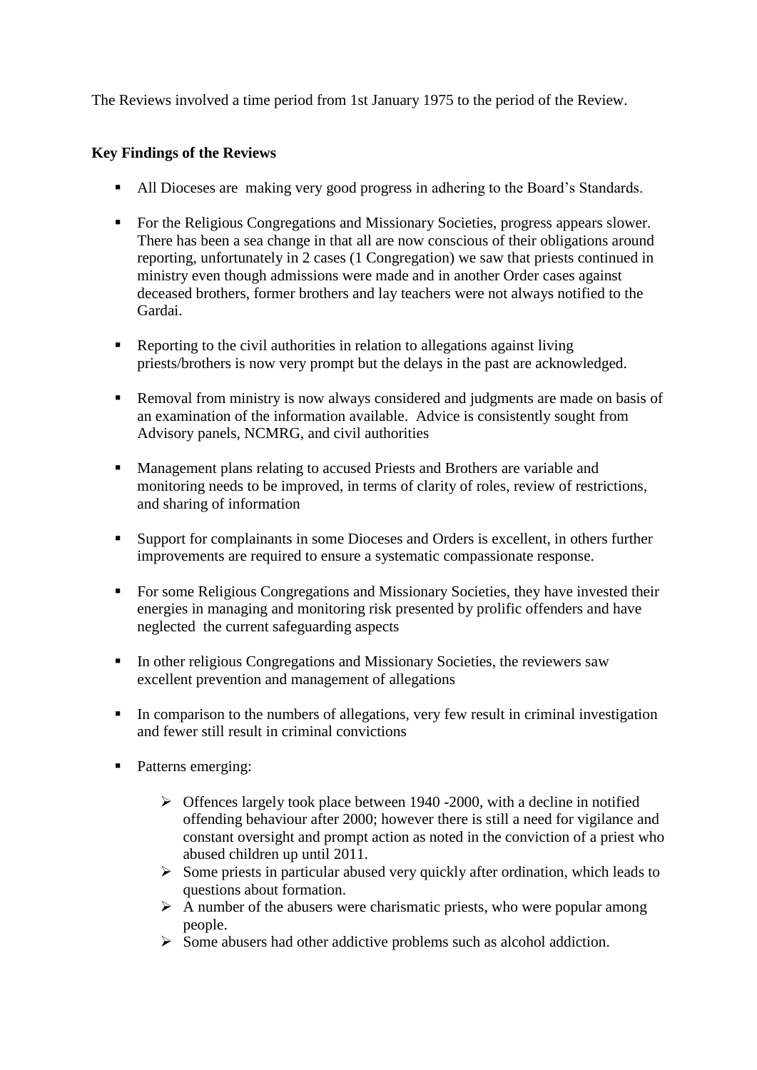The Reviews involved a time period from 1st January 1975 to the period of the Review.

**Key Findings of the Reviews**

- All Dioceses are making very good progress in adhering to the Board's Standards.
- For the Religious Congregations and Missionary Societies, progress appears slower. There has been a sea change in that all are now conscious of their obligations around reporting, unfortunately in 2 cases (1 Congregation) we saw that priests continued in ministry even though admissions were made and in another Order cases against deceased brothers, former brothers and lay teachers were not always notified to the Gardai.
- Reporting to the civil authorities in relation to allegations against living priests/brothers is now very prompt but the delays in the past are acknowledged.
- Removal from ministry is now always considered and judgments are made on basis of an examination of the information available. Advice is consistently sought from Advisory panels, NCMRG, and civil authorities
- Management plans relating to accused Priests and Brothers are variable and monitoring needs to be improved, in terms of clarity of roles, review of restrictions, and sharing of information
- Support for complainants in some Dioceses and Orders is excellent, in others further improvements are required to ensure a systematic compassionate response.
- For some Religious Congregations and Missionary Societies, they have invested their energies in managing and monitoring risk presented by prolific offenders and have neglected the current safeguarding aspects
- In other religious Congregations and Missionary Societies, the reviewers saw excellent prevention and management of allegations
- In comparison to the numbers of allegations, very few result in criminal investigation and fewer still result in criminal convictions
- Patterns emerging:
  - Offences largely took place between 1940 -2000, with a decline in notified offending behaviour after 2000; however there is still a need for vigilance and constant oversight and prompt action as noted in the conviction of a priest who abused children up until 2011.
  - Some priests in particular abused very quickly after ordination, which leads to questions about formation.
  - A number of the abusers were charismatic priests, who were popular among people.
  - Some abusers had other addictive problems such as alcohol addiction.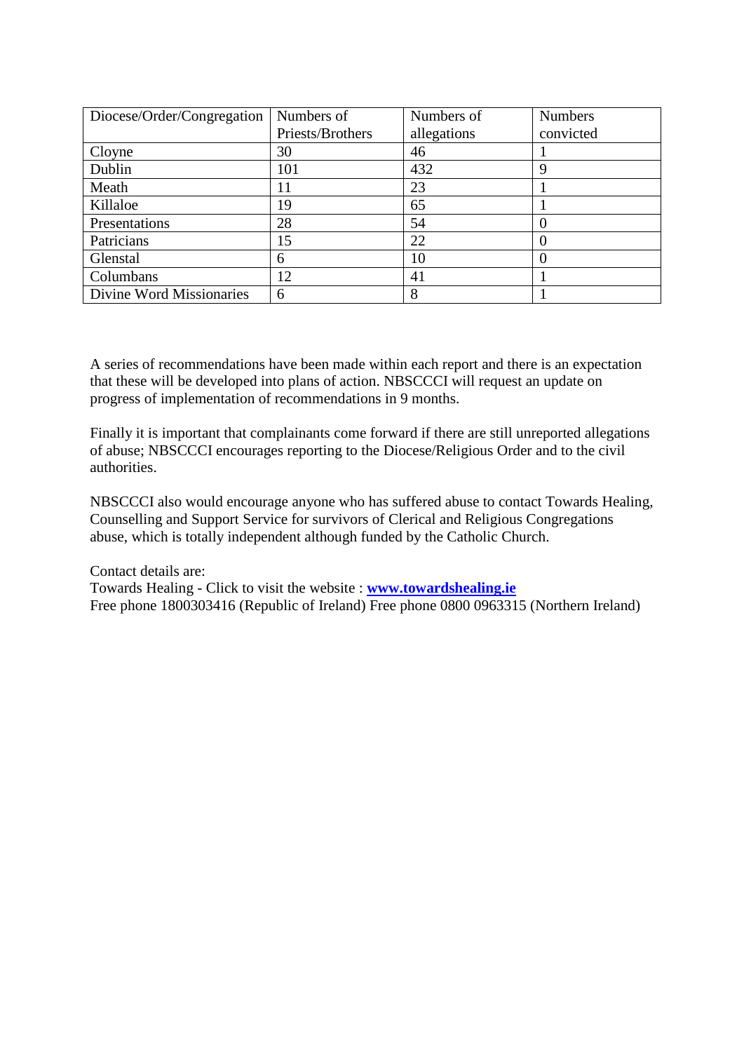| Diocese/Order/Congregation | Numbers of Priests/Brothers | Numbers of allegations | Numbers convicted |
|---|---|---|---|
| Cloyne | 30 | 46 | 1 |
| Dublin | 101 | 432 | 9 |
| Meath | 11 | 23 | 1 |
| Killaloe | 19 | 65 | 1 |
| Presentations | 28 | 54 | 0 |
| Patricians | 15 | 22 | 0 |
| Glenstal | 6 | 10 | 0 |
| Columbans | 12 | 41 | 1 |
| Divine Word Missionaries | 6 | 8 | 1 |

A series of recommendations have been made within each report and there is an expectation that these will be developed into plans of action. NBSCCCI will request an update on progress of implementation of recommendations in 9 months.

Finally it is important that complainants come forward if there are still unreported allegations of abuse; NBSCCCI encourages reporting to the Diocese/Religious Order and to the civil authorities.

NBSCCCI also would encourage anyone who has suffered abuse to contact Towards Healing, Counselling and Support Service for survivors of Clerical and Religious Congregations abuse, which is totally independent although funded by the Catholic Church.

Contact details are:
Towards Healing - Click to visit the website : **[www.towardshealing.ie](http://www.towardshealing.ie)**
Free phone 1800303416 (Republic of Ireland) Free phone 0800 0963315 (Northern Ireland)